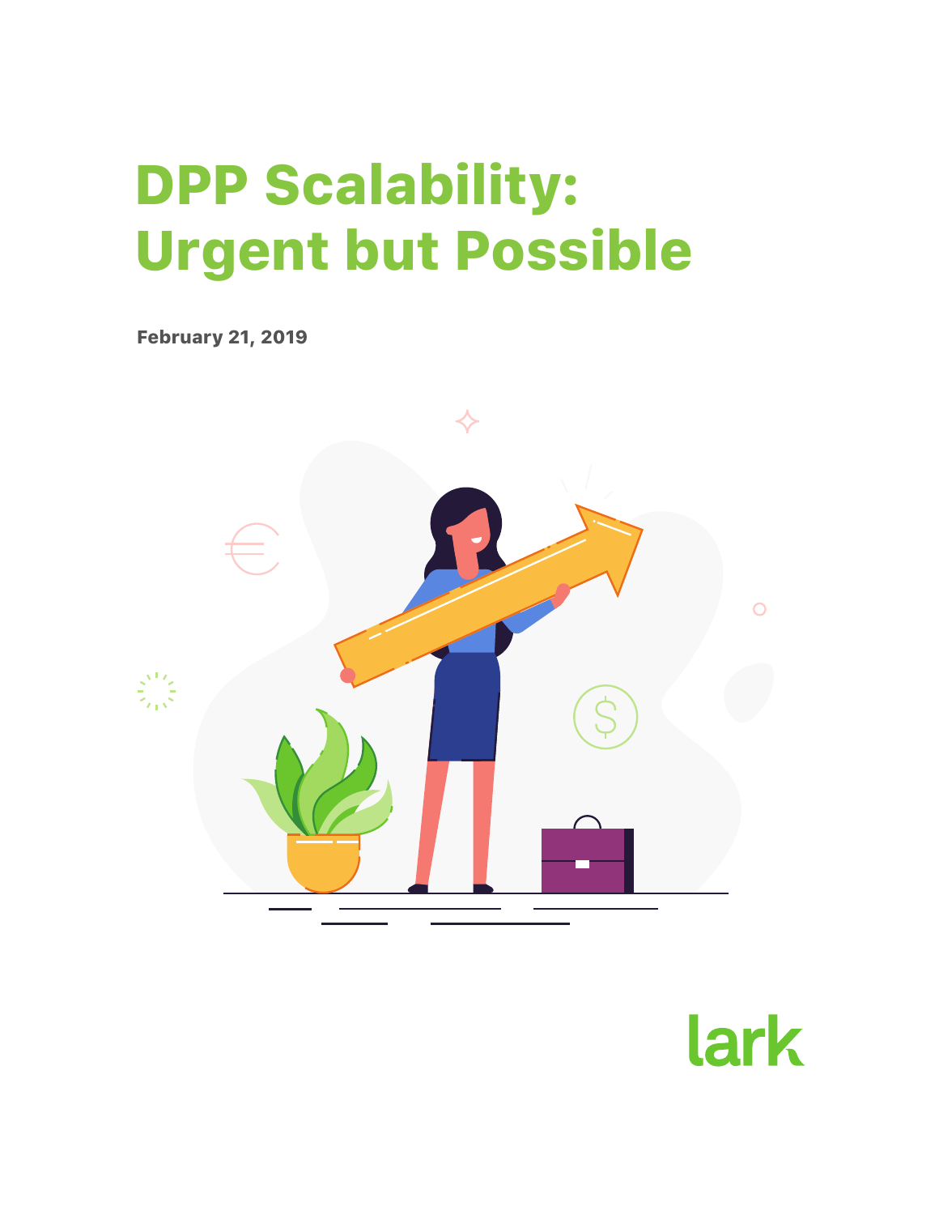# DPP Scalability: Urgent but Possible

**February 21, 2019**

lark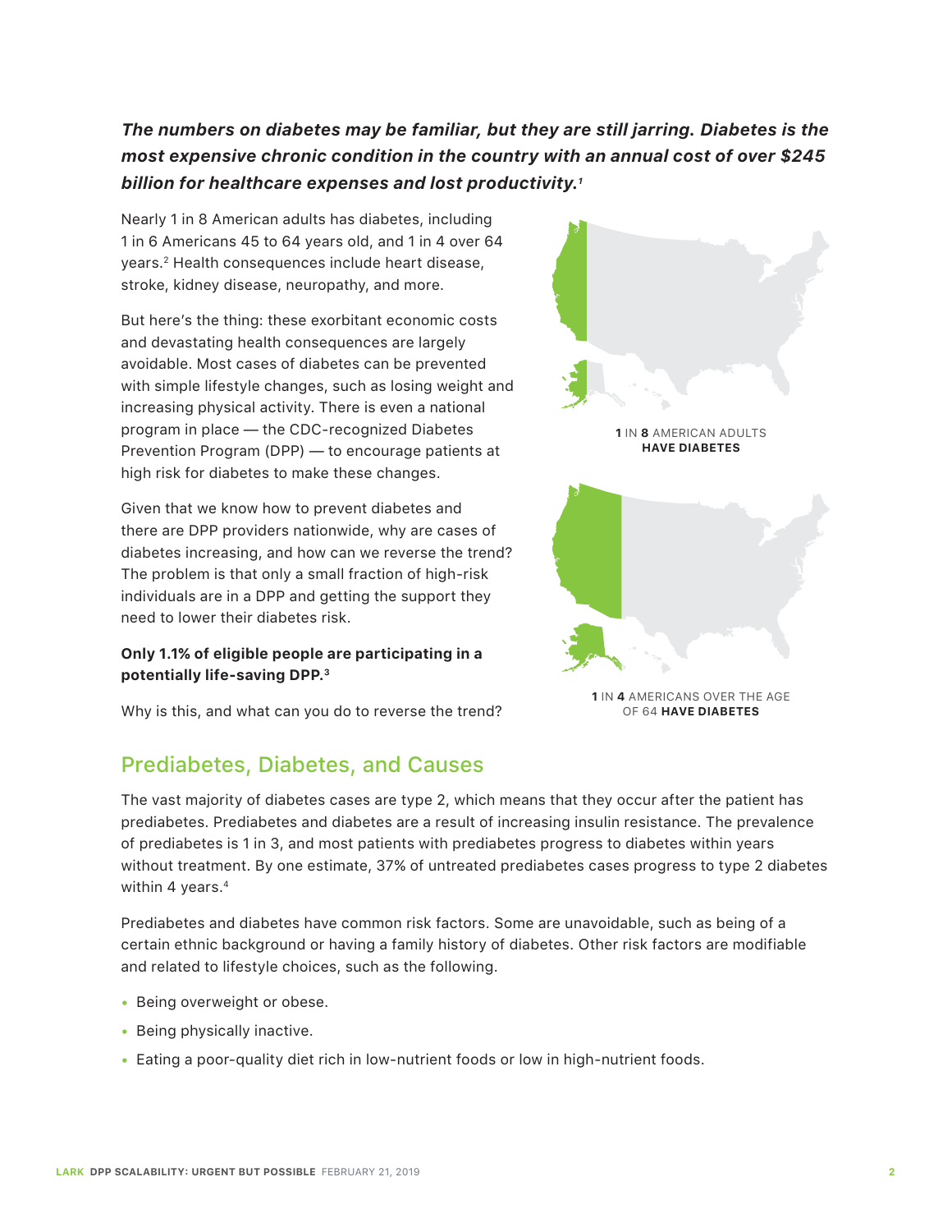***The numbers on diabetes may be familiar, but they are still jarring. Diabetes is the most expensive chronic condition in the country with an annual cost of over $245 billion for healthcare expenses and lost productivity.[1]***

Nearly 1 in 8 American adults has diabetes, including 1 in 6 Americans 45 to 64 years old, and 1 in 4 over 64 years.[2] Health consequences include heart disease, stroke, kidney disease, neuropathy, and more.

But here's the thing: these exorbitant economic costs and devastating health consequences are largely avoidable. Most cases of diabetes can be prevented with simple lifestyle changes, such as losing weight and increasing physical activity. There is even a national program in place — the CDC-recognized Diabetes Prevention Program (DPP) — to encourage patients at high risk for diabetes to make these changes.

Given that we know how to prevent diabetes and there are DPP providers nationwide, why are cases of diabetes increasing, and how can we reverse the trend? The problem is that only a small fraction of high-risk individuals are in a DPP and getting the support they need to lower their diabetes risk.

**Only 1.1% of eligible people are participating in a potentially life-saving DPP.[3]**

Why is this, and what can you do to reverse the trend?

**1** IN **8** AMERICAN ADULTS **HAVE DIABETES**

**1** IN **4** AMERICANS OVER THE AGE OF 64 **HAVE DIABETES**

## Prediabetes, Diabetes, and Causes

The vast majority of diabetes cases are type 2, which means that they occur after the patient has prediabetes. Prediabetes and diabetes are a result of increasing insulin resistance. The prevalence of prediabetes is 1 in 3, and most patients with prediabetes progress to diabetes within years without treatment. By one estimate, 37% of untreated prediabetes cases progress to type 2 diabetes within 4 years.[4]

Prediabetes and diabetes have common risk factors. Some are unavoidable, such as being of a certain ethnic background or having a family history of diabetes. Other risk factors are modifiable and related to lifestyle choices, such as the following.

- Being overweight or obese.
- Being physically inactive.
- Eating a poor-quality diet rich in low-nutrient foods or low in high-nutrient foods.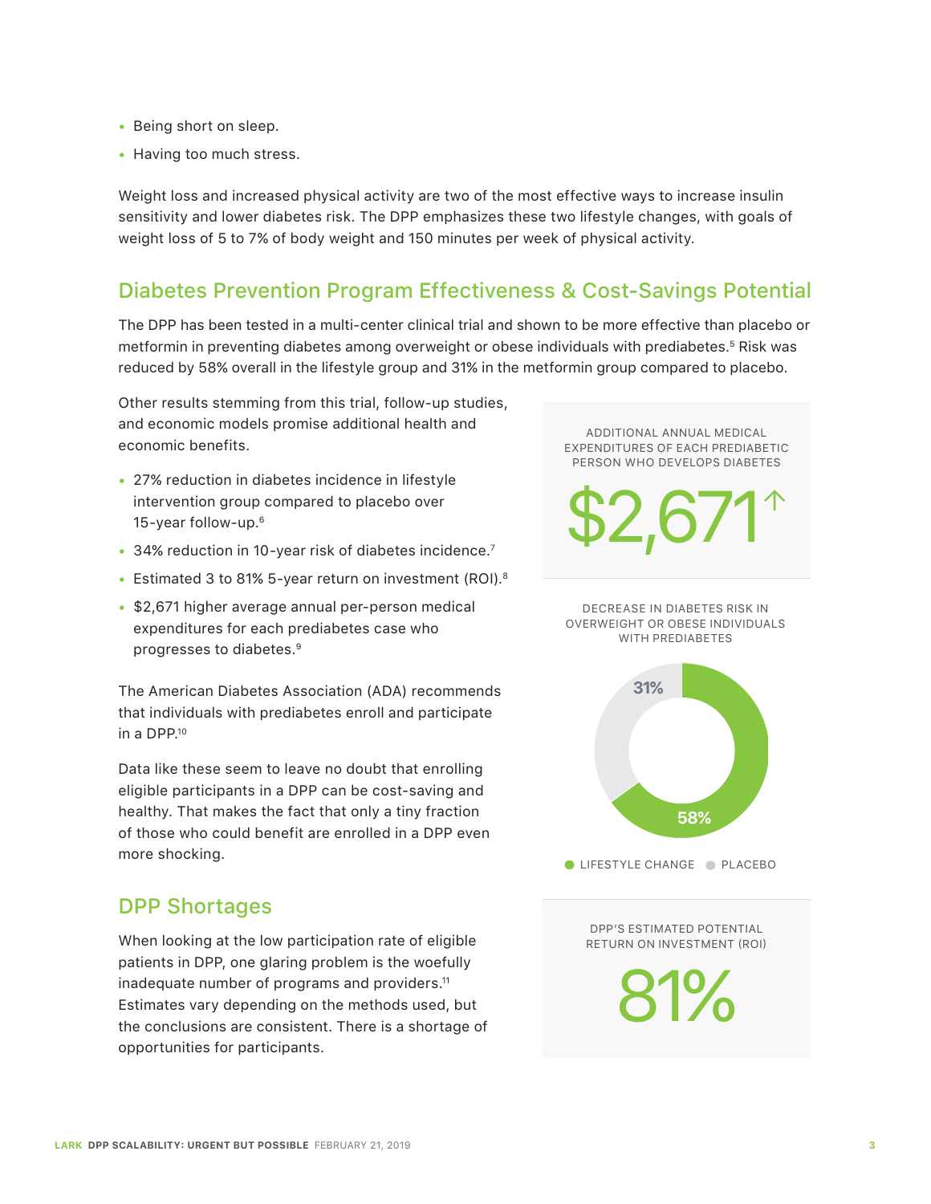- Being short on sleep.
- Having too much stress.

Weight loss and increased physical activity are two of the most effective ways to increase insulin sensitivity and lower diabetes risk. The DPP emphasizes these two lifestyle changes, with goals of weight loss of 5 to 7% of body weight and 150 minutes per week of physical activity.

## Diabetes Prevention Program Effectiveness & Cost-Savings Potential

The DPP has been tested in a multi-center clinical trial and shown to be more effective than placebo or metformin in preventing diabetes among overweight or obese individuals with prediabetes.[5] Risk was reduced by 58% overall in the lifestyle group and 31% in the metformin group compared to placebo.

Other results stemming from this trial, follow-up studies, and economic models promise additional health and economic benefits.

- 27% reduction in diabetes incidence in lifestyle intervention group compared to placebo over 15-year follow-up.[6]
- 34% reduction in 10-year risk of diabetes incidence.[7]
- Estimated 3 to 81% 5-year return on investment (ROI).[8]
- $2,671 higher average annual per-person medical expenditures for each prediabetes case who progresses to diabetes.[9]

The American Diabetes Association (ADA) recommends that individuals with prediabetes enroll and participate in a DPP.[10]

Data like these seem to leave no doubt that enrolling eligible participants in a DPP can be cost-saving and healthy. That makes the fact that only a tiny fraction of those who could benefit are enrolled in a DPP even more shocking.

ADDITIONAL ANNUAL MEDICAL EXPENDITURES OF EACH PREDIABETIC PERSON WHO DEVELOPS DIABETES

$2,671↑

DECREASE IN DIABETES RISK IN OVERWEIGHT OR OBESE INDIVIDUALS WITH PREDIABETES

31%

58%

LIFESTYLE CHANGE · PLACEBO

DPP'S ESTIMATED POTENTIAL RETURN ON INVESTMENT (ROI)

81%

## DPP Shortages

When looking at the low participation rate of eligible patients in DPP, one glaring problem is the woefully inadequate number of programs and providers.[11] Estimates vary depending on the methods used, but the conclusions are consistent. There is a shortage of opportunities for participants.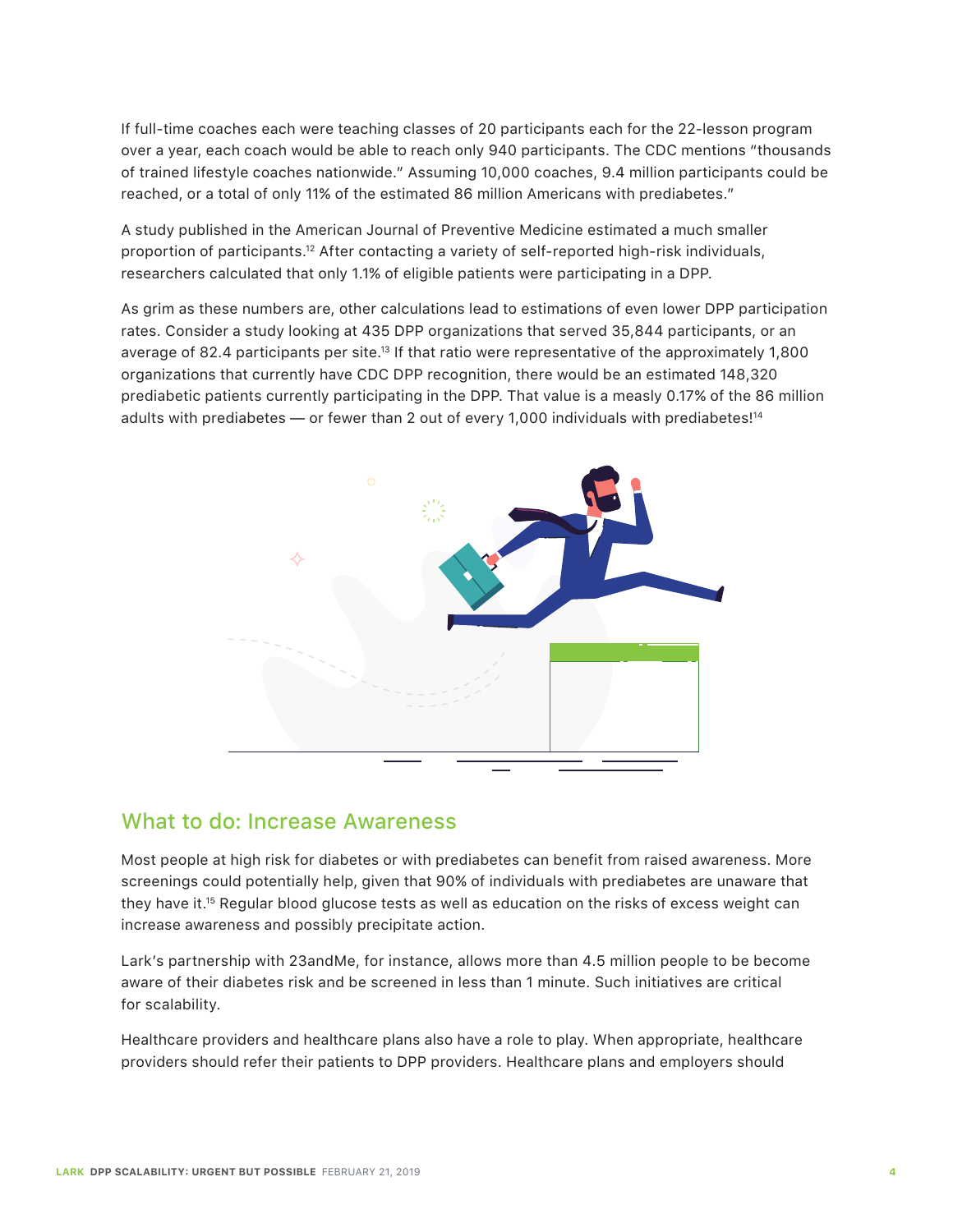If full-time coaches each were teaching classes of 20 participants each for the 22-lesson program over a year, each coach would be able to reach only 940 participants. The CDC mentions "thousands of trained lifestyle coaches nationwide." Assuming 10,000 coaches, 9.4 million participants could be reached, or a total of only 11% of the estimated 86 million Americans with prediabetes."

A study published in the American Journal of Preventive Medicine estimated a much smaller proportion of participants.[12] After contacting a variety of self-reported high-risk individuals, researchers calculated that only 1.1% of eligible patients were participating in a DPP.

As grim as these numbers are, other calculations lead to estimations of even lower DPP participation rates. Consider a study looking at 435 DPP organizations that served 35,844 participants, or an average of 82.4 participants per site.[13] If that ratio were representative of the approximately 1,800 organizations that currently have CDC DPP recognition, there would be an estimated 148,320 prediabetic patients currently participating in the DPP. That value is a measly 0.17% of the 86 million adults with prediabetes — or fewer than 2 out of every 1,000 individuals with prediabetes![14]

## What to do: Increase Awareness

Most people at high risk for diabetes or with prediabetes can benefit from raised awareness. More screenings could potentially help, given that 90% of individuals with prediabetes are unaware that they have it.[15] Regular blood glucose tests as well as education on the risks of excess weight can increase awareness and possibly precipitate action.

Lark's partnership with 23andMe, for instance, allows more than 4.5 million people to be become aware of their diabetes risk and be screened in less than 1 minute. Such initiatives are critical for scalability.

Healthcare providers and healthcare plans also have a role to play. When appropriate, healthcare providers should refer their patients to DPP providers. Healthcare plans and employers should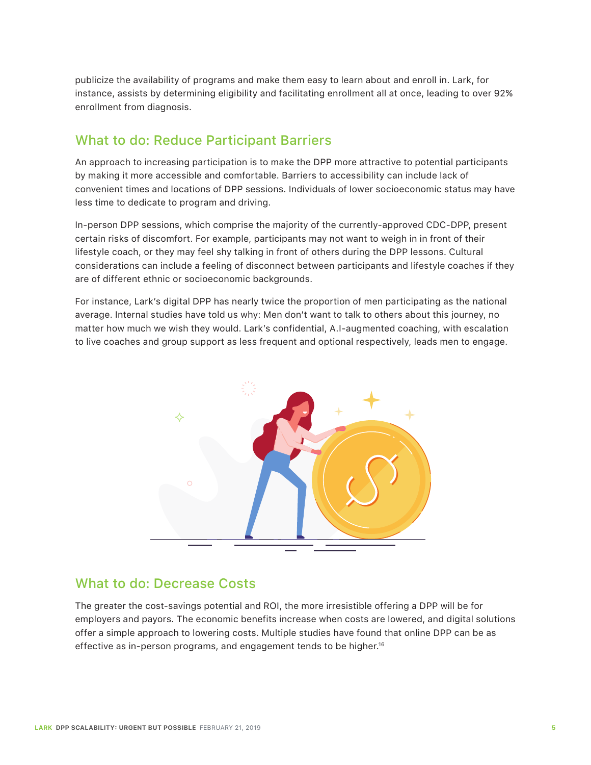publicize the availability of programs and make them easy to learn about and enroll in. Lark, for instance, assists by determining eligibility and facilitating enrollment all at once, leading to over 92% enrollment from diagnosis.

## What to do: Reduce Participant Barriers

An approach to increasing participation is to make the DPP more attractive to potential participants by making it more accessible and comfortable. Barriers to accessibility can include lack of convenient times and locations of DPP sessions. Individuals of lower socioeconomic status may have less time to dedicate to program and driving.

In-person DPP sessions, which comprise the majority of the currently-approved CDC-DPP, present certain risks of discomfort. For example, participants may not want to weigh in in front of their lifestyle coach, or they may feel shy talking in front of others during the DPP lessons. Cultural considerations can include a feeling of disconnect between participants and lifestyle coaches if they are of different ethnic or socioeconomic backgrounds.

For instance, Lark's digital DPP has nearly twice the proportion of men participating as the national average. Internal studies have told us why: Men don't want to talk to others about this journey, no matter how much we wish they would. Lark's confidential, A.I-augmented coaching, with escalation to live coaches and group support as less frequent and optional respectively, leads men to engage.

## What to do: Decrease Costs

The greater the cost-savings potential and ROI, the more irresistible offering a DPP will be for employers and payors. The economic benefits increase when costs are lowered, and digital solutions offer a simple approach to lowering costs. Multiple studies have found that online DPP can be as effective as in-person programs, and engagement tends to be higher.[16]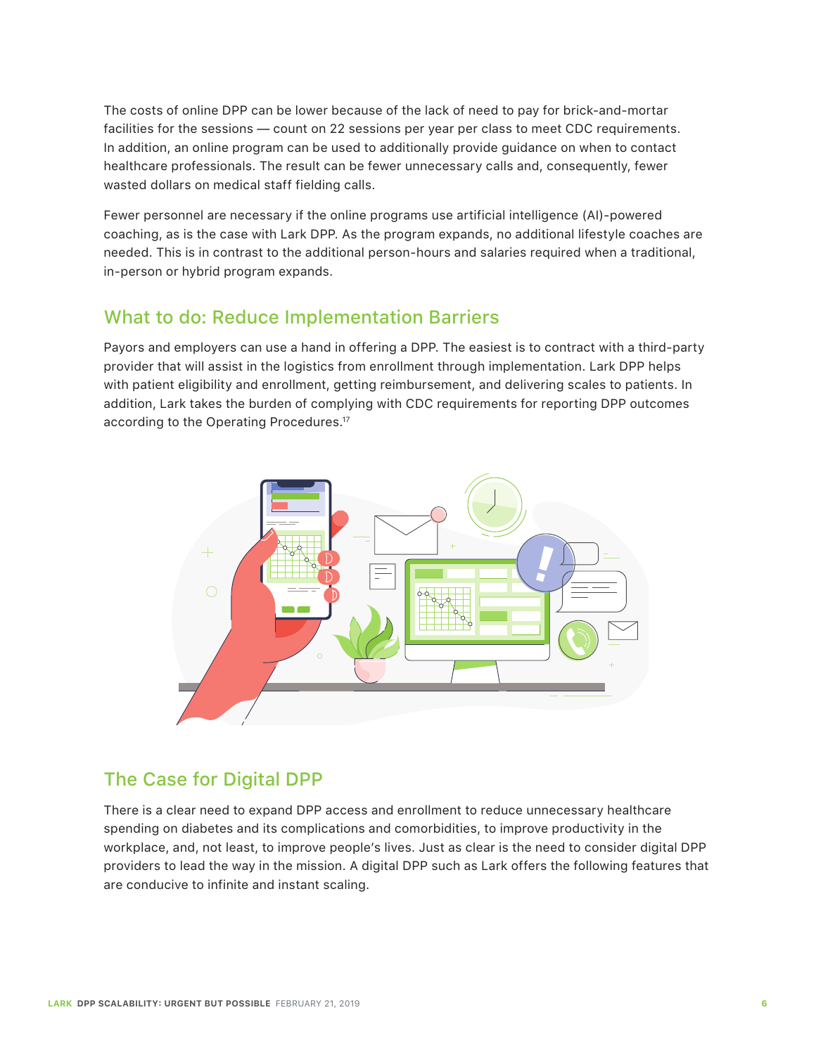The costs of online DPP can be lower because of the lack of need to pay for brick-and-mortar facilities for the sessions — count on 22 sessions per year per class to meet CDC requirements. In addition, an online program can be used to additionally provide guidance on when to contact healthcare professionals. The result can be fewer unnecessary calls and, consequently, fewer wasted dollars on medical staff fielding calls.

Fewer personnel are necessary if the online programs use artificial intelligence (AI)-powered coaching, as is the case with Lark DPP. As the program expands, no additional lifestyle coaches are needed. This is in contrast to the additional person-hours and salaries required when a traditional, in-person or hybrid program expands.

## What to do: Reduce Implementation Barriers

Payors and employers can use a hand in offering a DPP. The easiest is to contract with a third-party provider that will assist in the logistics from enrollment through implementation. Lark DPP helps with patient eligibility and enrollment, getting reimbursement, and delivering scales to patients. In addition, Lark takes the burden of complying with CDC requirements for reporting DPP outcomes according to the Operating Procedures.[17]

## The Case for Digital DPP

There is a clear need to expand DPP access and enrollment to reduce unnecessary healthcare spending on diabetes and its complications and comorbidities, to improve productivity in the workplace, and, not least, to improve people's lives. Just as clear is the need to consider digital DPP providers to lead the way in the mission. A digital DPP such as Lark offers the following features that are conducive to infinite and instant scaling.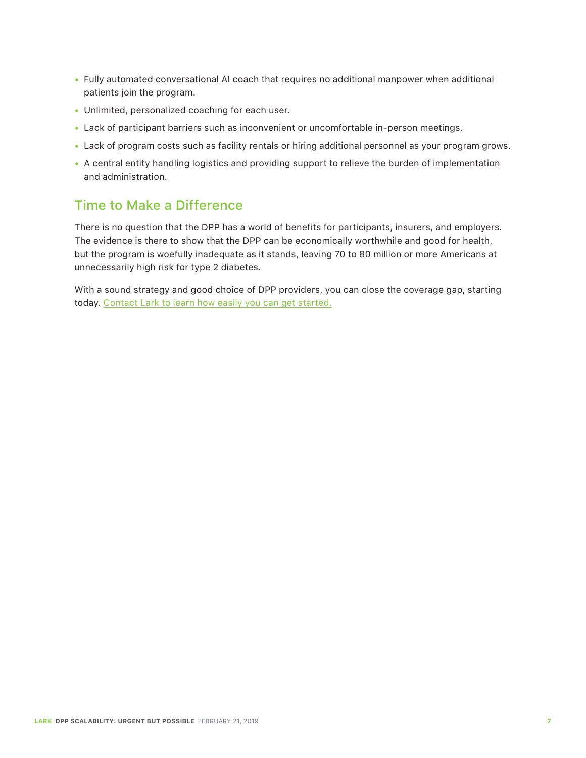- Fully automated conversational AI coach that requires no additional manpower when additional patients join the program.
- Unlimited, personalized coaching for each user.
- Lack of participant barriers such as inconvenient or uncomfortable in-person meetings.
- Lack of program costs such as facility rentals or hiring additional personnel as your program grows.
- A central entity handling logistics and providing support to relieve the burden of implementation and administration.

## Time to Make a Difference

There is no question that the DPP has a world of benefits for participants, insurers, and employers. The evidence is there to show that the DPP can be economically worthwhile and good for health, but the program is woefully inadequate as it stands, leaving 70 to 80 million or more Americans at unnecessarily high risk for type 2 diabetes.

With a sound strategy and good choice of DPP providers, you can close the coverage gap, starting today. Contact Lark to learn how easily you can get started.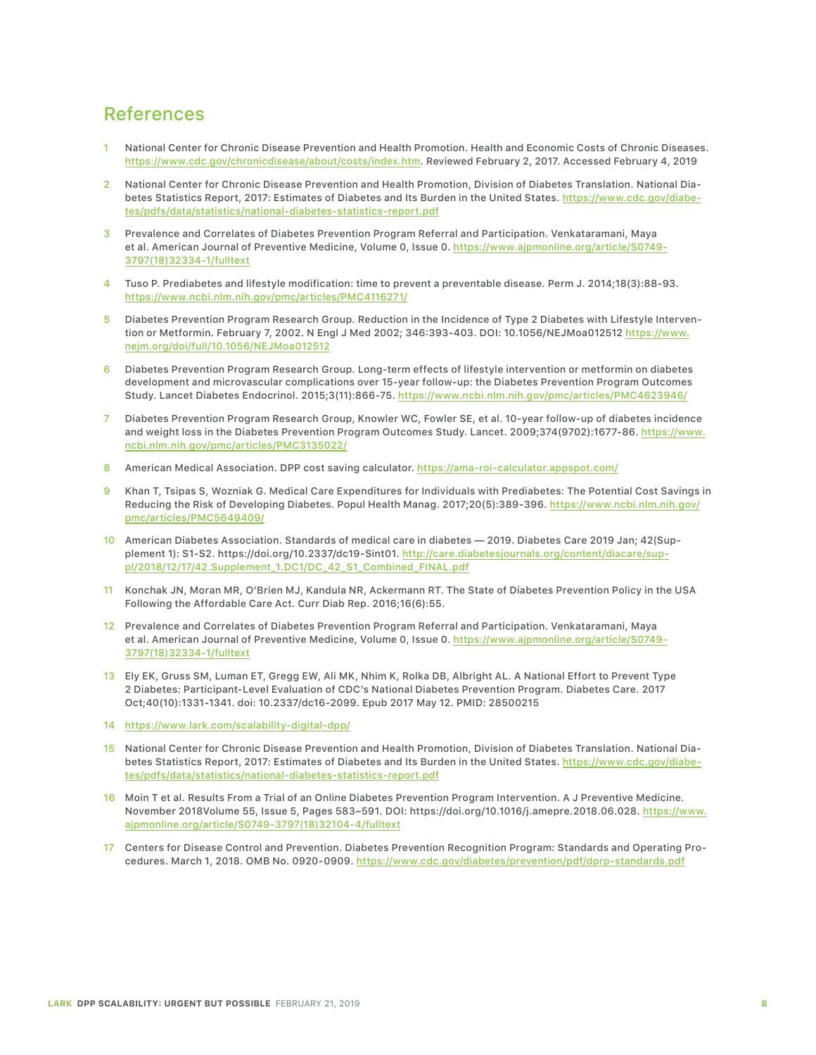# References

1. National Center for Chronic Disease Prevention and Health Promotion. Health and Economic Costs of Chronic Diseases. https://www.cdc.gov/chronicdisease/about/costs/index.htm. Reviewed February 2, 2017. Accessed February 4, 2019

2. National Center for Chronic Disease Prevention and Health Promotion, Division of Diabetes Translation. National Diabetes Statistics Report, 2017: Estimates of Diabetes and Its Burden in the United States. https://www.cdc.gov/diabetes/pdfs/data/statistics/national-diabetes-statistics-report.pdf

3. Prevalence and Correlates of Diabetes Prevention Program Referral and Participation. Venkataramani, Maya et al. American Journal of Preventive Medicine, Volume 0, Issue 0. https://www.ajpmonline.org/article/S0749-3797(18)32334-1/fulltext

4. Tuso P. Prediabetes and lifestyle modification: time to prevent a preventable disease. Perm J. 2014;18(3):88-93. https://www.ncbi.nlm.nih.gov/pmc/articles/PMC4116271/

5. Diabetes Prevention Program Research Group. Reduction in the Incidence of Type 2 Diabetes with Lifestyle Intervention or Metformin. February 7, 2002. N Engl J Med 2002; 346:393-403. DOI: 10.1056/NEJMoa012512 https://www.nejm.org/doi/full/10.1056/NEJMoa012512

6. Diabetes Prevention Program Research Group. Long-term effects of lifestyle intervention or metformin on diabetes development and microvascular complications over 15-year follow-up: the Diabetes Prevention Program Outcomes Study. Lancet Diabetes Endocrinol. 2015;3(11):866-75. https://www.ncbi.nlm.nih.gov/pmc/articles/PMC4623946/

7. Diabetes Prevention Program Research Group, Knowler WC, Fowler SE, et al. 10-year follow-up of diabetes incidence and weight loss in the Diabetes Prevention Program Outcomes Study. Lancet. 2009;374(9702):1677-86. https://www.ncbi.nlm.nih.gov/pmc/articles/PMC3135022/

8. American Medical Association. DPP cost saving calculator. https://ama-roi-calculator.appspot.com/

9. Khan T, Tsipas S, Wozniak G. Medical Care Expenditures for Individuals with Prediabetes: The Potential Cost Savings in Reducing the Risk of Developing Diabetes. Popul Health Manag. 2017;20(5):389-396. https://www.ncbi.nlm.nih.gov/pmc/articles/PMC5649409/

10. American Diabetes Association. Standards of medical care in diabetes — 2019. Diabetes Care 2019 Jan; 42(Supplement 1): S1-S2. https://doi.org/10.2337/dc19-Sint01. http://care.diabetesjournals.org/content/diacare/suppl/2018/12/17/42.Supplement_1.DC1/DC_42_S1_Combined_FINAL.pdf

11. Konchak JN, Moran MR, O'Brien MJ, Kandula NR, Ackermann RT. The State of Diabetes Prevention Policy in the USA Following the Affordable Care Act. Curr Diab Rep. 2016;16(6):55.

12. Prevalence and Correlates of Diabetes Prevention Program Referral and Participation. Venkataramani, Maya et al. American Journal of Preventive Medicine, Volume 0, Issue 0. https://www.ajpmonline.org/article/S0749-3797(18)32334-1/fulltext

13. Ely EK, Gruss SM, Luman ET, Gregg EW, Ali MK, Nhim K, Rolka DB, Albright AL. A National Effort to Prevent Type 2 Diabetes: Participant-Level Evaluation of CDC's National Diabetes Prevention Program. Diabetes Care. 2017 Oct;40(10):1331-1341. doi: 10.2337/dc16-2099. Epub 2017 May 12. PMID: 28500215

14. https://www.lark.com/scalability-digital-dpp/

15. National Center for Chronic Disease Prevention and Health Promotion, Division of Diabetes Translation. National Diabetes Statistics Report, 2017: Estimates of Diabetes and Its Burden in the United States. https://www.cdc.gov/diabetes/pdfs/data/statistics/national-diabetes-statistics-report.pdf

16. Moin T et al. Results From a Trial of an Online Diabetes Prevention Program Intervention. A J Preventive Medicine. November 2018Volume 55, Issue 5, Pages 583–591. DOI: https://doi.org/10.1016/j.amepre.2018.06.028. https://www.ajpmonline.org/article/S0749-3797(18)32104-4/fulltext

17. Centers for Disease Control and Prevention. Diabetes Prevention Recognition Program: Standards and Operating Procedures. March 1, 2018. OMB No. 0920-0909. https://www.cdc.gov/diabetes/prevention/pdf/dprp-standards.pdf